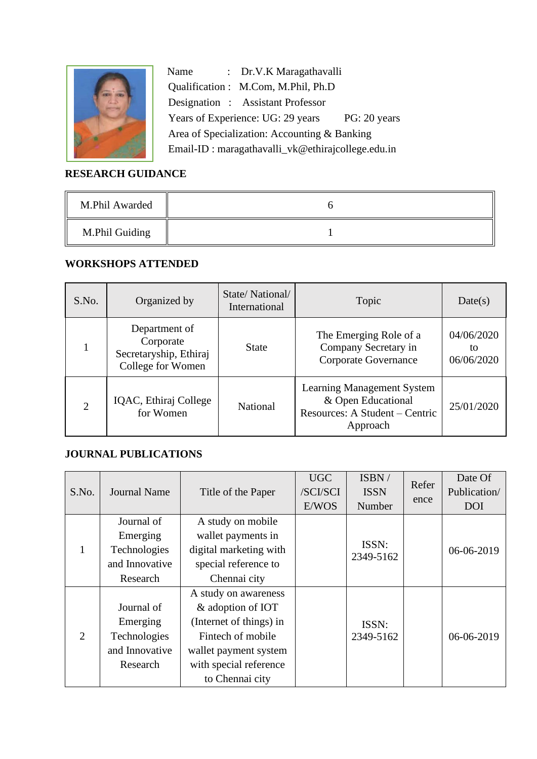Name : Dr.V.K Maragathavalli

Qualification : M.Com, M.Phil, Ph.D

Designation : Assistant Professor

Years of Experience: UG: 29 years PG: 20 years

Area of Specialization: Accounting & Banking

Email-ID : maragathavalli_vk@ethirajcollege.edu.in

## RESEARCH GUIDANCE

| M.Phil Awarded | 6 |
|---|---|
| M.Phil Guiding | 1 |

## WORKSHOPS ATTENDED

| S.No. | Organized by | State/ National/ International | Topic | Date(s) |
|---|---|---|---|---|
| 1 | Department of Corporate Secretaryship, Ethiraj College for Women | State | The Emerging Role of a Company Secretary in Corporate Governance | 04/06/2020 to 06/06/2020 |
| 2 | IQAC, Ethiraj College for Women | National | Learning Management System & Open Educational Resources: A Student – Centric Approach | 25/01/2020 |

## JOURNAL PUBLICATIONS

| S.No. | Journal Name | Title of the Paper | UGC /SCI/SCI E/WOS | ISBN / ISSN Number | Reference | Date Of Publication/ DOI |
|---|---|---|---|---|---|---|
| 1 | Journal of Emerging Technologies and Innovative Research | A study on mobile wallet payments in digital marketing with special reference to Chennai city | | ISSN: 2349-5162 | | 06-06-2019 |
| 2 | Journal of Emerging Technologies and Innovative Research | A study on awareness & adoption of IOT (Internet of things) in Fintech of mobile wallet payment system with special reference to Chennai city | | ISSN: 2349-5162 | | 06-06-2019 |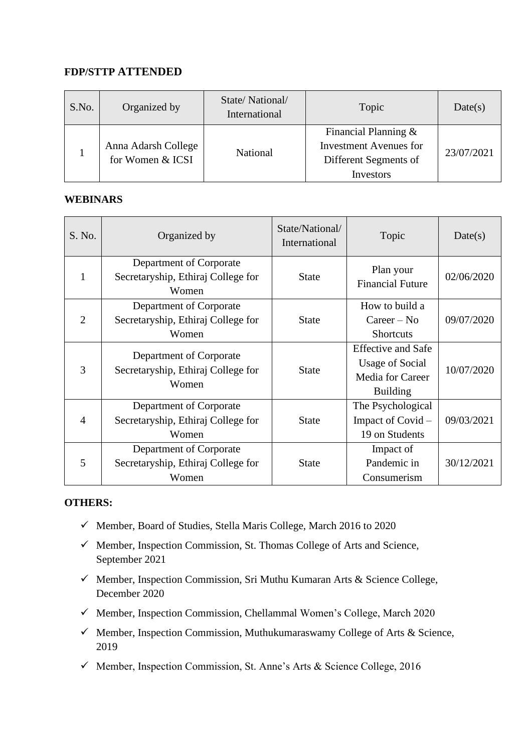**FDP/STTP ATTENDED**

| S.No. | Organized by | State/ National/ International | Topic | Date(s) |
|---|---|---|---|---|
| 1 | Anna Adarsh College for Women & ICSI | National | Financial Planning & Investment Avenues for Different Segments of Investors | 23/07/2021 |

**WEBINARS**

| S. No. | Organized by | State/National/ International | Topic | Date(s) |
|---|---|---|---|---|
| 1 | Department of Corporate Secretaryship, Ethiraj College for Women | State | Plan your Financial Future | 02/06/2020 |
| 2 | Department of Corporate Secretaryship, Ethiraj College for Women | State | How to build a Career – No Shortcuts | 09/07/2020 |
| 3 | Department of Corporate Secretaryship, Ethiraj College for Women | State | Effective and Safe Usage of Social Media for Career Building | 10/07/2020 |
| 4 | Department of Corporate Secretaryship, Ethiraj College for Women | State | The Psychological Impact of Covid – 19 on Students | 09/03/2021 |
| 5 | Department of Corporate Secretaryship, Ethiraj College for Women | State | Impact of Pandemic in Consumerism | 30/12/2021 |

**OTHERS:**

- ✓ Member, Board of Studies, Stella Maris College, March 2016 to 2020
- ✓ Member, Inspection Commission, St. Thomas College of Arts and Science, September 2021
- ✓ Member, Inspection Commission, Sri Muthu Kumaran Arts & Science College, December 2020
- ✓ Member, Inspection Commission, Chellammal Women's College, March 2020
- ✓ Member, Inspection Commission, Muthukumaraswamy College of Arts & Science, 2019
- ✓ Member, Inspection Commission, St. Anne's Arts & Science College, 2016